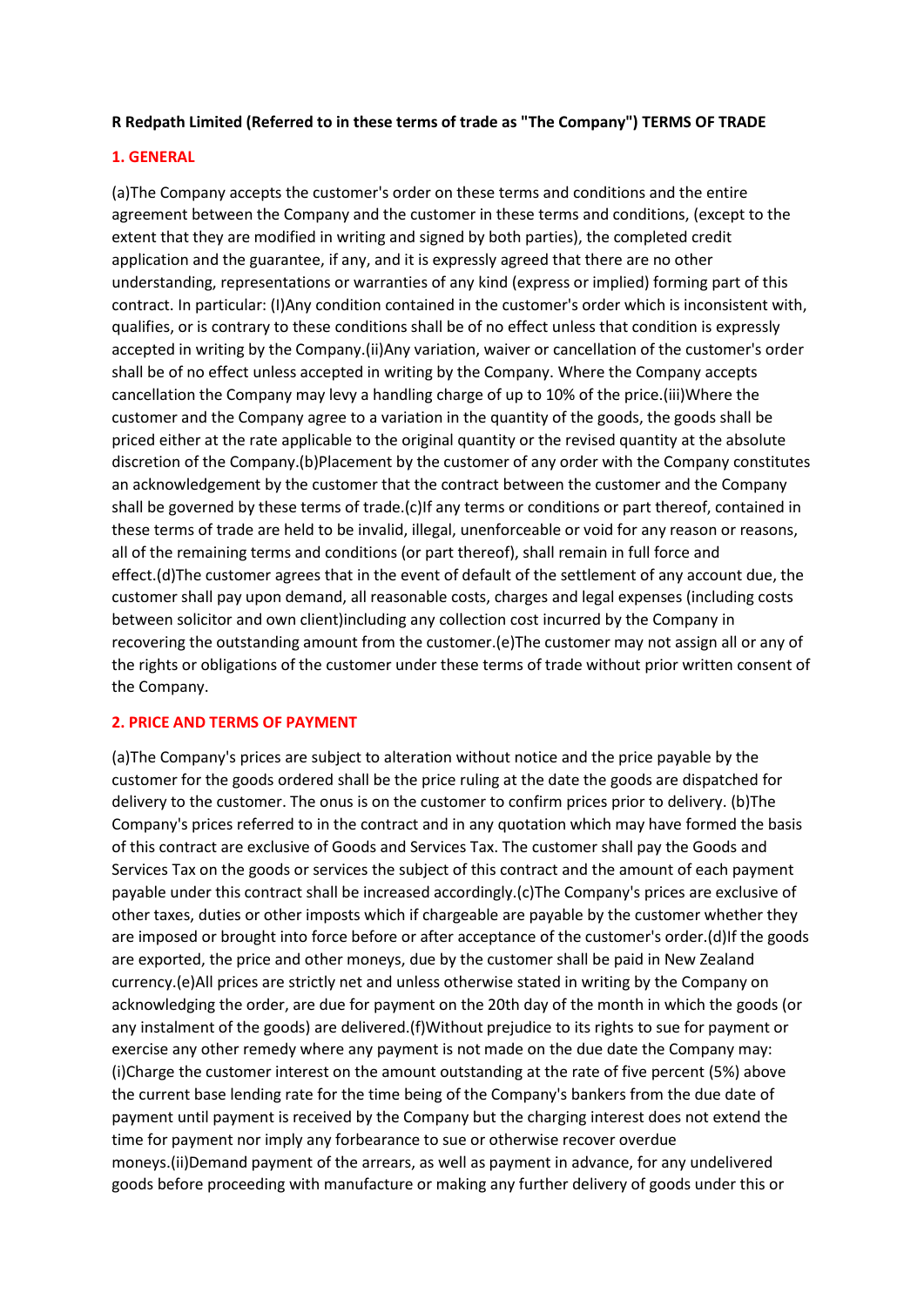**R Redpath Limited (Referred to in these terms of trade as "The Company") TERMS OF TRADE**

## 1. GENERAL

(a)The Company accepts the customer's order on these terms and conditions and the entire agreement between the Company and the customer in these terms and conditions, (except to the extent that they are modified in writing and signed by both parties), the completed credit application and the guarantee, if any, and it is expressly agreed that there are no other understanding, representations or warranties of any kind (express or implied) forming part of this contract. In particular: (I)Any condition contained in the customer's order which is inconsistent with, qualifies, or is contrary to these conditions shall be of no effect unless that condition is expressly accepted in writing by the Company.(ii)Any variation, waiver or cancellation of the customer's order shall be of no effect unless accepted in writing by the Company. Where the Company accepts cancellation the Company may levy a handling charge of up to 10% of the price.(iii)Where the customer and the Company agree to a variation in the quantity of the goods, the goods shall be priced either at the rate applicable to the original quantity or the revised quantity at the absolute discretion of the Company.(b)Placement by the customer of any order with the Company constitutes an acknowledgement by the customer that the contract between the customer and the Company shall be governed by these terms of trade.(c)If any terms or conditions or part thereof, contained in these terms of trade are held to be invalid, illegal, unenforceable or void for any reason or reasons, all of the remaining terms and conditions (or part thereof), shall remain in full force and effect.(d)The customer agrees that in the event of default of the settlement of any account due, the customer shall pay upon demand, all reasonable costs, charges and legal expenses (including costs between solicitor and own client)including any collection cost incurred by the Company in recovering the outstanding amount from the customer.(e)The customer may not assign all or any of the rights or obligations of the customer under these terms of trade without prior written consent of the Company.

## 2. PRICE AND TERMS OF PAYMENT

(a)The Company's prices are subject to alteration without notice and the price payable by the customer for the goods ordered shall be the price ruling at the date the goods are dispatched for delivery to the customer. The onus is on the customer to confirm prices prior to delivery. (b)The Company's prices referred to in the contract and in any quotation which may have formed the basis of this contract are exclusive of Goods and Services Tax. The customer shall pay the Goods and Services Tax on the goods or services the subject of this contract and the amount of each payment payable under this contract shall be increased accordingly.(c)The Company's prices are exclusive of other taxes, duties or other imposts which if chargeable are payable by the customer whether they are imposed or brought into force before or after acceptance of the customer's order.(d)If the goods are exported, the price and other moneys, due by the customer shall be paid in New Zealand currency.(e)All prices are strictly net and unless otherwise stated in writing by the Company on acknowledging the order, are due for payment on the 20th day of the month in which the goods (or any instalment of the goods) are delivered.(f)Without prejudice to its rights to sue for payment or exercise any other remedy where any payment is not made on the due date the Company may: (i)Charge the customer interest on the amount outstanding at the rate of five percent (5%) above the current base lending rate for the time being of the Company's bankers from the due date of payment until payment is received by the Company but the charging interest does not extend the time for payment nor imply any forbearance to sue or otherwise recover overdue moneys.(ii)Demand payment of the arrears, as well as payment in advance, for any undelivered goods before proceeding with manufacture or making any further delivery of goods under this or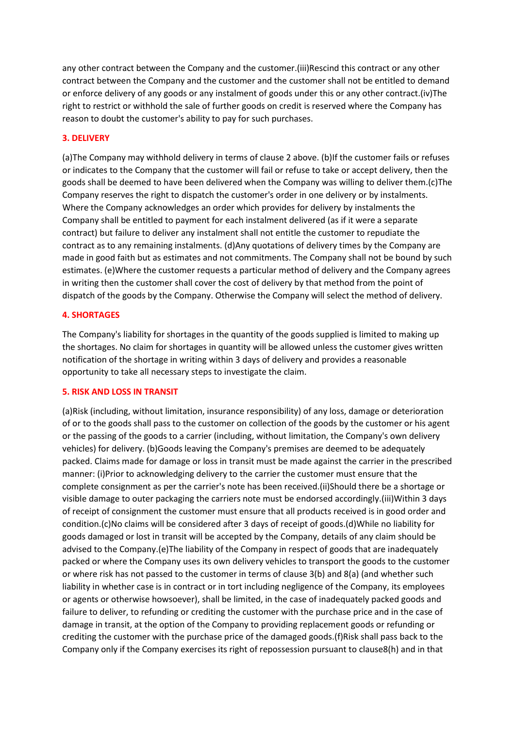any other contract between the Company and the customer.(iii)Rescind this contract or any other contract between the Company and the customer and the customer shall not be entitled to demand or enforce delivery of any goods or any instalment of goods under this or any other contract.(iv)The right to restrict or withhold the sale of further goods on credit is reserved where the Company has reason to doubt the customer's ability to pay for such purchases.

**3. DELIVERY**

(a)The Company may withhold delivery in terms of clause 2 above. (b)If the customer fails or refuses or indicates to the Company that the customer will fail or refuse to take or accept delivery, then the goods shall be deemed to have been delivered when the Company was willing to deliver them.(c)The Company reserves the right to dispatch the customer's order in one delivery or by instalments. Where the Company acknowledges an order which provides for delivery by instalments the Company shall be entitled to payment for each instalment delivered (as if it were a separate contract) but failure to deliver any instalment shall not entitle the customer to repudiate the contract as to any remaining instalments. (d)Any quotations of delivery times by the Company are made in good faith but as estimates and not commitments. The Company shall not be bound by such estimates. (e)Where the customer requests a particular method of delivery and the Company agrees in writing then the customer shall cover the cost of delivery by that method from the point of dispatch of the goods by the Company. Otherwise the Company will select the method of delivery.

**4. SHORTAGES**

The Company's liability for shortages in the quantity of the goods supplied is limited to making up the shortages. No claim for shortages in quantity will be allowed unless the customer gives written notification of the shortage in writing within 3 days of delivery and provides a reasonable opportunity to take all necessary steps to investigate the claim.

**5. RISK AND LOSS IN TRANSIT**

(a)Risk (including, without limitation, insurance responsibility) of any loss, damage or deterioration of or to the goods shall pass to the customer on collection of the goods by the customer or his agent or the passing of the goods to a carrier (including, without limitation, the Company's own delivery vehicles) for delivery. (b)Goods leaving the Company's premises are deemed to be adequately packed. Claims made for damage or loss in transit must be made against the carrier in the prescribed manner: (i)Prior to acknowledging delivery to the carrier the customer must ensure that the complete consignment as per the carrier's note has been received.(ii)Should there be a shortage or visible damage to outer packaging the carriers note must be endorsed accordingly.(iii)Within 3 days of receipt of consignment the customer must ensure that all products received is in good order and condition.(c)No claims will be considered after 3 days of receipt of goods.(d)While no liability for goods damaged or lost in transit will be accepted by the Company, details of any claim should be advised to the Company.(e)The liability of the Company in respect of goods that are inadequately packed or where the Company uses its own delivery vehicles to transport the goods to the customer or where risk has not passed to the customer in terms of clause 3(b) and 8(a) (and whether such liability in whether case is in contract or in tort including negligence of the Company, its employees or agents or otherwise howsoever), shall be limited, in the case of inadequately packed goods and failure to deliver, to refunding or crediting the customer with the purchase price and in the case of damage in transit, at the option of the Company to providing replacement goods or refunding or crediting the customer with the purchase price of the damaged goods.(f)Risk shall pass back to the Company only if the Company exercises its right of repossession pursuant to clause8(h) and in that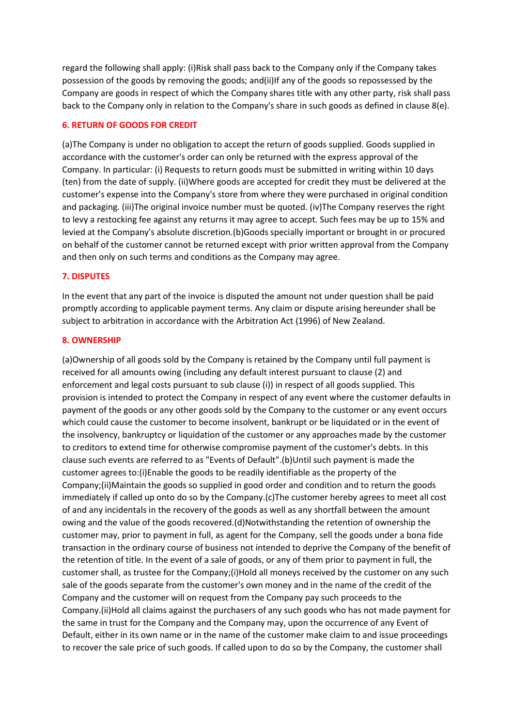regard the following shall apply: (i)Risk shall pass back to the Company only if the Company takes possession of the goods by removing the goods; and(ii)If any of the goods so repossessed by the Company are goods in respect of which the Company shares title with any other party, risk shall pass back to the Company only in relation to the Company's share in such goods as defined in clause 8(e).

## 6. RETURN OF GOODS FOR CREDIT

(a)The Company is under no obligation to accept the return of goods supplied. Goods supplied in accordance with the customer's order can only be returned with the express approval of the Company. In particular: (i) Requests to return goods must be submitted in writing within 10 days (ten) from the date of supply. (ii)Where goods are accepted for credit they must be delivered at the customer's expense into the Company's store from where they were purchased in original condition and packaging. (iii)The original invoice number must be quoted. (iv)The Company reserves the right to levy a restocking fee against any returns it may agree to accept. Such fees may be up to 15% and levied at the Company's absolute discretion.(b)Goods specially important or brought in or procured on behalf of the customer cannot be returned except with prior written approval from the Company and then only on such terms and conditions as the Company may agree.

## 7. DISPUTES

In the event that any part of the invoice is disputed the amount not under question shall be paid promptly according to applicable payment terms. Any claim or dispute arising hereunder shall be subject to arbitration in accordance with the Arbitration Act (1996) of New Zealand.

## 8. OWNERSHIP

(a)Ownership of all goods sold by the Company is retained by the Company until full payment is received for all amounts owing (including any default interest pursuant to clause (2) and enforcement and legal costs pursuant to sub clause (i)) in respect of all goods supplied. This provision is intended to protect the Company in respect of any event where the customer defaults in payment of the goods or any other goods sold by the Company to the customer or any event occurs which could cause the customer to become insolvent, bankrupt or be liquidated or in the event of the insolvency, bankruptcy or liquidation of the customer or any approaches made by the customer to creditors to extend time for otherwise compromise payment of the customer's debts. In this clause such events are referred to as "Events of Default".(b)Until such payment is made the customer agrees to:(i)Enable the goods to be readily identifiable as the property of the Company;(ii)Maintain the goods so supplied in good order and condition and to return the goods immediately if called up onto do so by the Company.(c)The customer hereby agrees to meet all cost of and any incidentals in the recovery of the goods as well as any shortfall between the amount owing and the value of the goods recovered.(d)Notwithstanding the retention of ownership the customer may, prior to payment in full, as agent for the Company, sell the goods under a bona fide transaction in the ordinary course of business not intended to deprive the Company of the benefit of the retention of title. In the event of a sale of goods, or any of them prior to payment in full, the customer shall, as trustee for the Company;(i)Hold all moneys received by the customer on any such sale of the goods separate from the customer's own money and in the name of the credit of the Company and the customer will on request from the Company pay such proceeds to the Company.(ii)Hold all claims against the purchasers of any such goods who has not made payment for the same in trust for the Company and the Company may, upon the occurrence of any Event of Default, either in its own name or in the name of the customer make claim to and issue proceedings to recover the sale price of such goods. If called upon to do so by the Company, the customer shall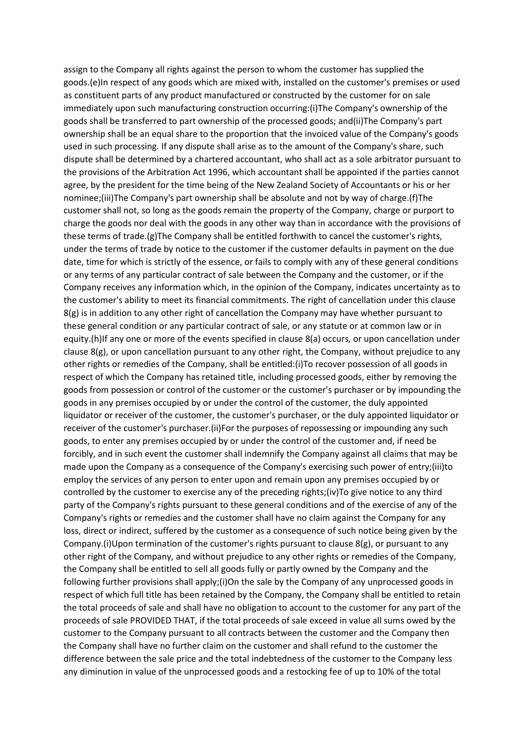assign to the Company all rights against the person to whom the customer has supplied the goods.(e)In respect of any goods which are mixed with, installed on the customer's premises or used as constituent parts of any product manufactured or constructed by the customer for on sale immediately upon such manufacturing construction occurring:(i)The Company's ownership of the goods shall be transferred to part ownership of the processed goods; and(ii)The Company's part ownership shall be an equal share to the proportion that the invoiced value of the Company's goods used in such processing. If any dispute shall arise as to the amount of the Company's share, such dispute shall be determined by a chartered accountant, who shall act as a sole arbitrator pursuant to the provisions of the Arbitration Act 1996, which accountant shall be appointed if the parties cannot agree, by the president for the time being of the New Zealand Society of Accountants or his or her nominee;(iii)The Company's part ownership shall be absolute and not by way of charge.(f)The customer shall not, so long as the goods remain the property of the Company, charge or purport to charge the goods nor deal with the goods in any other way than in accordance with the provisions of these terms of trade.(g)The Company shall be entitled forthwith to cancel the customer's rights, under the terms of trade by notice to the customer if the customer defaults in payment on the due date, time for which is strictly of the essence, or fails to comply with any of these general conditions or any terms of any particular contract of sale between the Company and the customer, or if the Company receives any information which, in the opinion of the Company, indicates uncertainty as to the customer's ability to meet its financial commitments. The right of cancellation under this clause 8(g) is in addition to any other right of cancellation the Company may have whether pursuant to these general condition or any particular contract of sale, or any statute or at common law or in equity.(h)If any one or more of the events specified in clause 8(a) occurs, or upon cancellation under clause 8(g), or upon cancellation pursuant to any other right, the Company, without prejudice to any other rights or remedies of the Company, shall be entitled:(i)To recover possession of all goods in respect of which the Company has retained title, including processed goods, either by removing the goods from possession or control of the customer or the customer's purchaser or by impounding the goods in any premises occupied by or under the control of the customer, the duly appointed liquidator or receiver of the customer, the customer's purchaser, or the duly appointed liquidator or receiver of the customer's purchaser.(ii)For the purposes of repossessing or impounding any such goods, to enter any premises occupied by or under the control of the customer and, if need be forcibly, and in such event the customer shall indemnify the Company against all claims that may be made upon the Company as a consequence of the Company's exercising such power of entry;(iii)to employ the services of any person to enter upon and remain upon any premises occupied by or controlled by the customer to exercise any of the preceding rights;(iv)To give notice to any third party of the Company's rights pursuant to these general conditions and of the exercise of any of the Company's rights or remedies and the customer shall have no claim against the Company for any loss, direct or indirect, suffered by the customer as a consequence of such notice being given by the Company.(i)Upon termination of the customer's rights pursuant to clause 8(g), or pursuant to any other right of the Company, and without prejudice to any other rights or remedies of the Company, the Company shall be entitled to sell all goods fully or partly owned by the Company and the following further provisions shall apply;(i)On the sale by the Company of any unprocessed goods in respect of which full title has been retained by the Company, the Company shall be entitled to retain the total proceeds of sale and shall have no obligation to account to the customer for any part of the proceeds of sale PROVIDED THAT, if the total proceeds of sale exceed in value all sums owed by the customer to the Company pursuant to all contracts between the customer and the Company then the Company shall have no further claim on the customer and shall refund to the customer the difference between the sale price and the total indebtedness of the customer to the Company less any diminution in value of the unprocessed goods and a restocking fee of up to 10% of the total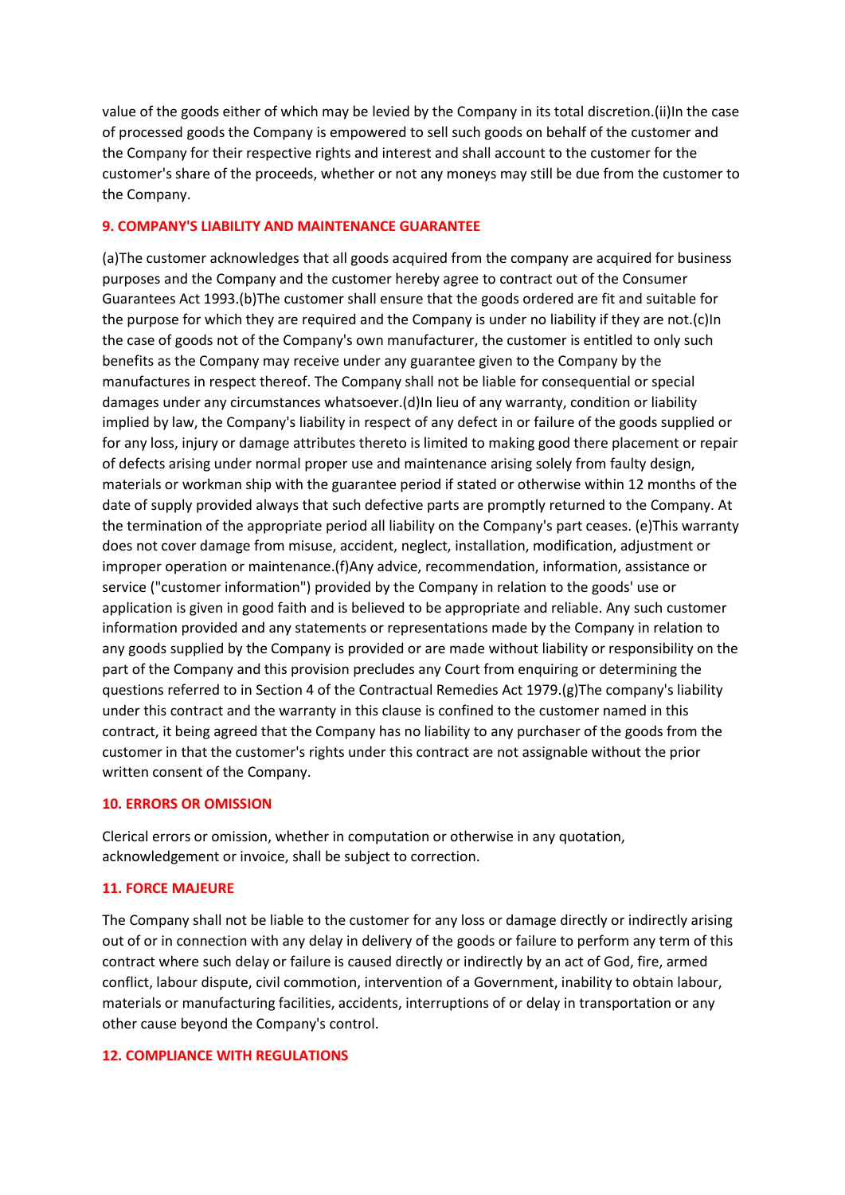value of the goods either of which may be levied by the Company in its total discretion.(ii)In the case of processed goods the Company is empowered to sell such goods on behalf of the customer and the Company for their respective rights and interest and shall account to the customer for the customer's share of the proceeds, whether or not any moneys may still be due from the customer to the Company.

## 9. COMPANY'S LIABILITY AND MAINTENANCE GUARANTEE

(a)The customer acknowledges that all goods acquired from the company are acquired for business purposes and the Company and the customer hereby agree to contract out of the Consumer Guarantees Act 1993.(b)The customer shall ensure that the goods ordered are fit and suitable for the purpose for which they are required and the Company is under no liability if they are not.(c)In the case of goods not of the Company's own manufacturer, the customer is entitled to only such benefits as the Company may receive under any guarantee given to the Company by the manufactures in respect thereof. The Company shall not be liable for consequential or special damages under any circumstances whatsoever.(d)In lieu of any warranty, condition or liability implied by law, the Company's liability in respect of any defect in or failure of the goods supplied or for any loss, injury or damage attributes thereto is limited to making good there placement or repair of defects arising under normal proper use and maintenance arising solely from faulty design, materials or workman ship with the guarantee period if stated or otherwise within 12 months of the date of supply provided always that such defective parts are promptly returned to the Company. At the termination of the appropriate period all liability on the Company's part ceases. (e)This warranty does not cover damage from misuse, accident, neglect, installation, modification, adjustment or improper operation or maintenance.(f)Any advice, recommendation, information, assistance or service ("customer information") provided by the Company in relation to the goods' use or application is given in good faith and is believed to be appropriate and reliable. Any such customer information provided and any statements or representations made by the Company in relation to any goods supplied by the Company is provided or are made without liability or responsibility on the part of the Company and this provision precludes any Court from enquiring or determining the questions referred to in Section 4 of the Contractual Remedies Act 1979.(g)The company's liability under this contract and the warranty in this clause is confined to the customer named in this contract, it being agreed that the Company has no liability to any purchaser of the goods from the customer in that the customer's rights under this contract are not assignable without the prior written consent of the Company.

## 10. ERRORS OR OMISSION

Clerical errors or omission, whether in computation or otherwise in any quotation, acknowledgement or invoice, shall be subject to correction.

## 11. FORCE MAJEURE

The Company shall not be liable to the customer for any loss or damage directly or indirectly arising out of or in connection with any delay in delivery of the goods or failure to perform any term of this contract where such delay or failure is caused directly or indirectly by an act of God, fire, armed conflict, labour dispute, civil commotion, intervention of a Government, inability to obtain labour, materials or manufacturing facilities, accidents, interruptions of or delay in transportation or any other cause beyond the Company's control.

## 12. COMPLIANCE WITH REGULATIONS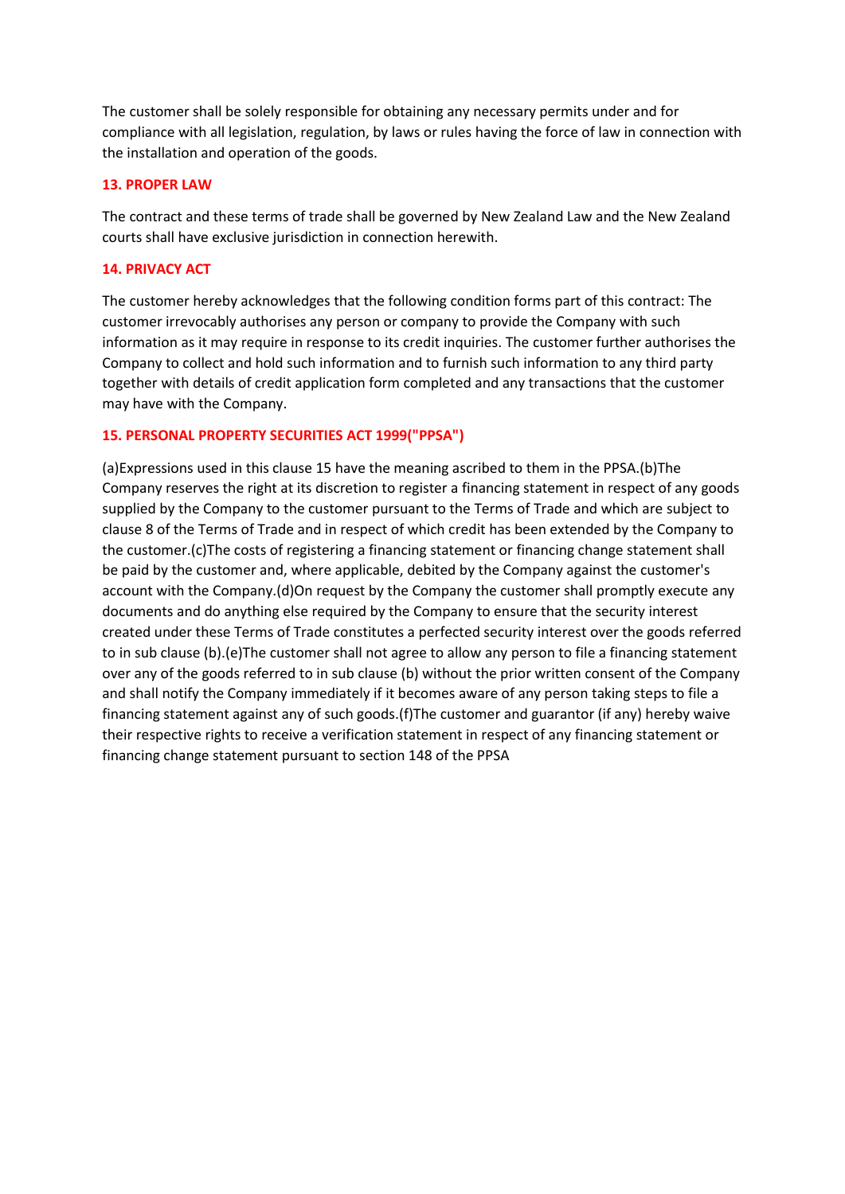The customer shall be solely responsible for obtaining any necessary permits under and for compliance with all legislation, regulation, by laws or rules having the force of law in connection with the installation and operation of the goods.

## 13. PROPER LAW

The contract and these terms of trade shall be governed by New Zealand Law and the New Zealand courts shall have exclusive jurisdiction in connection herewith.

## 14. PRIVACY ACT

The customer hereby acknowledges that the following condition forms part of this contract: The customer irrevocably authorises any person or company to provide the Company with such information as it may require in response to its credit inquiries. The customer further authorises the Company to collect and hold such information and to furnish such information to any third party together with details of credit application form completed and any transactions that the customer may have with the Company.

## 15. PERSONAL PROPERTY SECURITIES ACT 1999("PPSA")

(a)Expressions used in this clause 15 have the meaning ascribed to them in the PPSA.(b)The Company reserves the right at its discretion to register a financing statement in respect of any goods supplied by the Company to the customer pursuant to the Terms of Trade and which are subject to clause 8 of the Terms of Trade and in respect of which credit has been extended by the Company to the customer.(c)The costs of registering a financing statement or financing change statement shall be paid by the customer and, where applicable, debited by the Company against the customer's account with the Company.(d)On request by the Company the customer shall promptly execute any documents and do anything else required by the Company to ensure that the security interest created under these Terms of Trade constitutes a perfected security interest over the goods referred to in sub clause (b).(e)The customer shall not agree to allow any person to file a financing statement over any of the goods referred to in sub clause (b) without the prior written consent of the Company and shall notify the Company immediately if it becomes aware of any person taking steps to file a financing statement against any of such goods.(f)The customer and guarantor (if any) hereby waive their respective rights to receive a verification statement in respect of any financing statement or financing change statement pursuant to section 148 of the PPSA